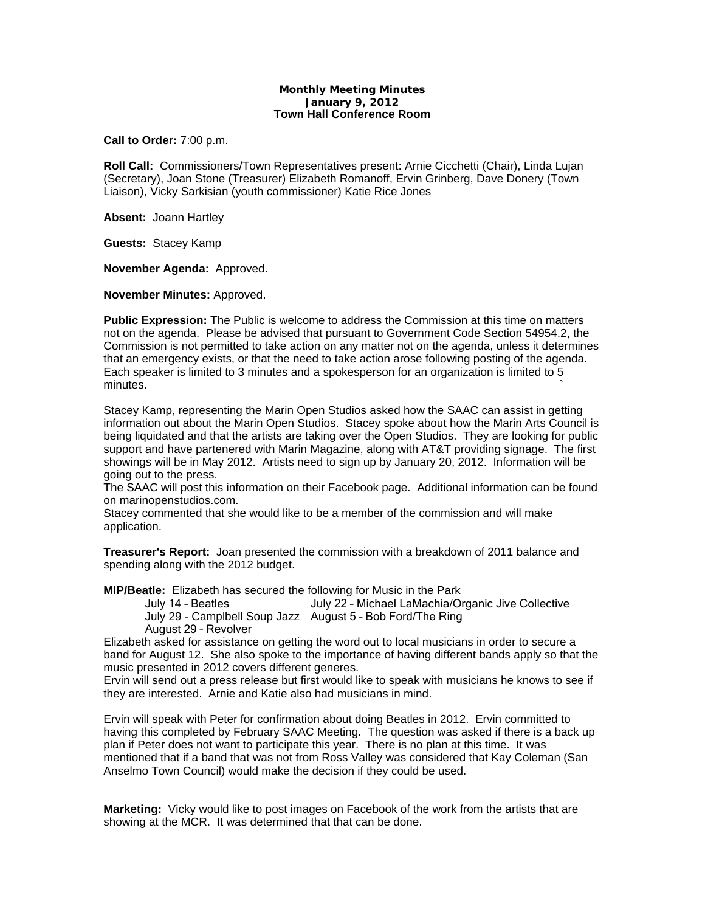**Monthly Meeting Minutes**
**January 9, 2012**
**Town Hall Conference Room**

**Call to Order:** 7:00 p.m.

**Roll Call:** Commissioners/Town Representatives present: Arnie Cicchetti (Chair), Linda Lujan (Secretary), Joan Stone (Treasurer) Elizabeth Romanoff, Ervin Grinberg, Dave Donery (Town Liaison), Vicky Sarkisian (youth commissioner) Katie Rice Jones

**Absent:** Joann Hartley

**Guests:** Stacey Kamp

**November Agenda:** Approved.

**November Minutes:** Approved.

**Public Expression:** The Public is welcome to address the Commission at this time on matters not on the agenda. Please be advised that pursuant to Government Code Section 54954.2, the Commission is not permitted to take action on any matter not on the agenda, unless it determines that an emergency exists, or that the need to take action arose following posting of the agenda. Each speaker is limited to 3 minutes and a spokesperson for an organization is limited to 5 minutes.

Stacey Kamp, representing the Marin Open Studios asked how the SAAC can assist in getting information out about the Marin Open Studios. Stacey spoke about how the Marin Arts Council is being liquidated and that the artists are taking over the Open Studios. They are looking for public support and have partenered with Marin Magazine, along with AT&T providing signage. The first showings will be in May 2012. Artists need to sign up by January 20, 2012. Information will be going out to the press.
The SAAC will post this information on their Facebook page. Additional information can be found on marinopenstudios.com.
Stacey commented that she would like to be a member of the commission and will make application.

**Treasurer's Report:** Joan presented the commission with a breakdown of 2011 balance and spending along with the 2012 budget.

**MIP/Beatle:** Elizabeth has secured the following for Music in the Park

- July 14 - Beatles
- July 22 - Michael LaMachia/Organic Jive Collective
- July 29 - Camplbell Soup Jazz
- August 5 - Bob Ford/The Ring
- August 29 - Revolver

Elizabeth asked for assistance on getting the word out to local musicians in order to secure a band for August 12. She also spoke to the importance of having different bands apply so that the music presented in 2012 covers different generes.
Ervin will send out a press release but first would like to speak with musicians he knows to see if they are interested. Arnie and Katie also had musicians in mind.

Ervin will speak with Peter for confirmation about doing Beatles in 2012. Ervin committed to having this completed by February SAAC Meeting. The question was asked if there is a back up plan if Peter does not want to participate this year. There is no plan at this time. It was mentioned that if a band that was not from Ross Valley was considered that Kay Coleman (San Anselmo Town Council) would make the decision if they could be used.

**Marketing:** Vicky would like to post images on Facebook of the work from the artists that are showing at the MCR. It was determined that that can be done.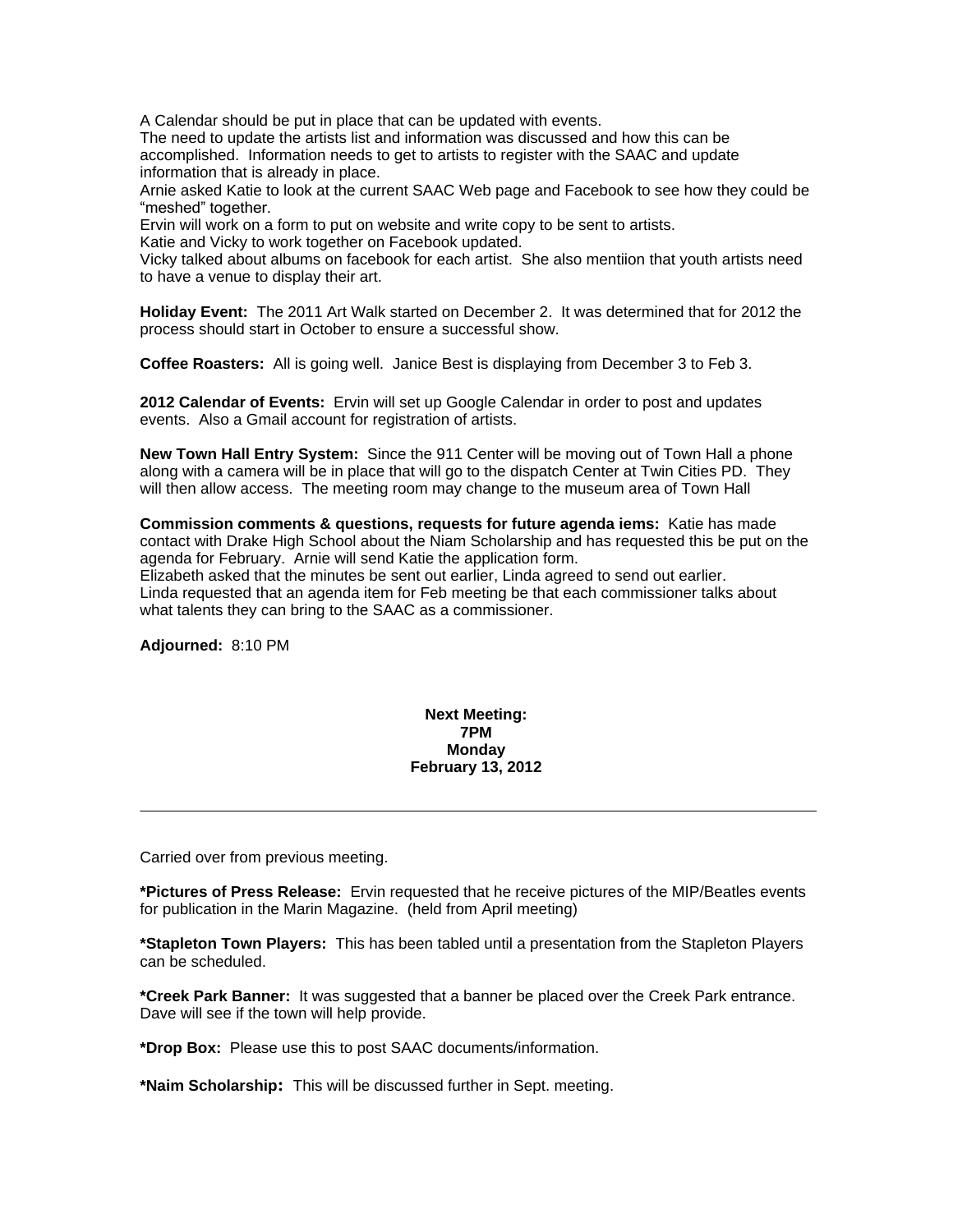A Calendar should be put in place that can be updated with events.
The need to update the artists list and information was discussed and how this can be accomplished. Information needs to get to artists to register with the SAAC and update information that is already in place.
Arnie asked Katie to look at the current SAAC Web page and Facebook to see how they could be "meshed" together.
Ervin will work on a form to put on website and write copy to be sent to artists.
Katie and Vicky to work together on Facebook updated.
Vicky talked about albums on facebook for each artist. She also mentiion that youth artists need to have a venue to display their art.

**Holiday Event:** The 2011 Art Walk started on December 2. It was determined that for 2012 the process should start in October to ensure a successful show.

**Coffee Roasters:** All is going well. Janice Best is displaying from December 3 to Feb 3.

**2012 Calendar of Events:** Ervin will set up Google Calendar in order to post and updates events. Also a Gmail account for registration of artists.

**New Town Hall Entry System:** Since the 911 Center will be moving out of Town Hall a phone along with a camera will be in place that will go to the dispatch Center at Twin Cities PD. They will then allow access. The meeting room may change to the museum area of Town Hall

**Commission comments & questions, requests for future agenda iems:** Katie has made contact with Drake High School about the Niam Scholarship and has requested this be put on the agenda for February. Arnie will send Katie the application form.
Elizabeth asked that the minutes be sent out earlier, Linda agreed to send out earlier.
Linda requested that an agenda item for Feb meeting be that each commissioner talks about what talents they can bring to the SAAC as a commissioner.

**Adjourned:** 8:10 PM

**Next Meeting:**
**7PM**
**Monday**
**February 13, 2012**

---

Carried over from previous meeting.

**\*Pictures of Press Release:** Ervin requested that he receive pictures of the MIP/Beatles events for publication in the Marin Magazine. (held from April meeting)

**\*Stapleton Town Players:** This has been tabled until a presentation from the Stapleton Players can be scheduled.

**\*Creek Park Banner:** It was suggested that a banner be placed over the Creek Park entrance. Dave will see if the town will help provide.

**\*Drop Box:** Please use this to post SAAC documents/information.

**\*Naim Scholarship:** This will be discussed further in Sept. meeting.